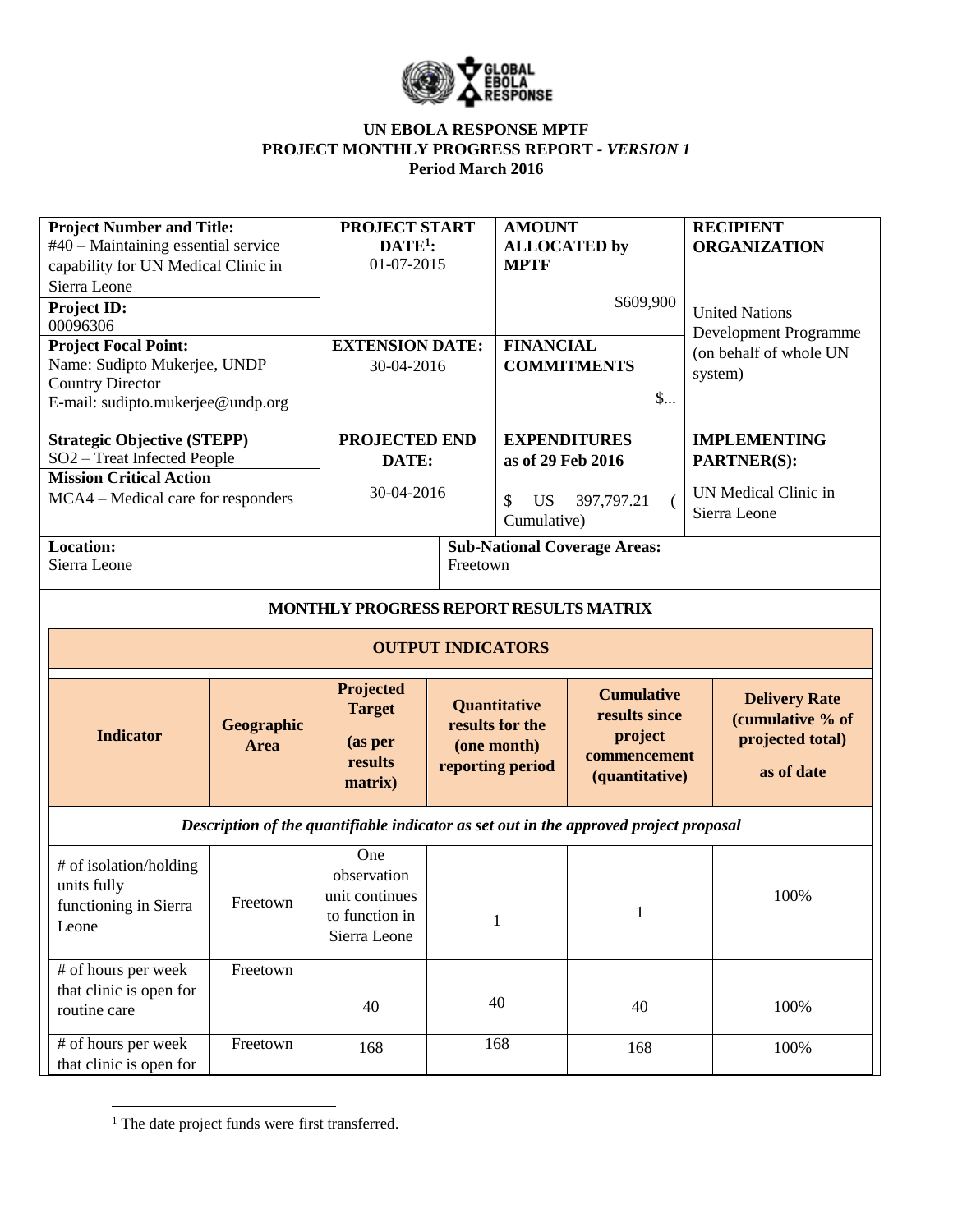**UN EBOLA RESPONSE MPTF**
**PROJECT MONTHLY PROGRESS REPORT -** ***VERSION 1***
**Period March 2016**

| **Project Number and Title:** #40 – Maintaining essential service capability for UN Medical Clinic in Sierra Leone | **PROJECT START DATE[1]:** 01-07-2015 | **AMOUNT ALLOCATED by MPTF** $609,900 | **RECIPIENT ORGANIZATION** United Nations Development Programme (on behalf of whole UN system) |
|---|---|---|---|
| **Project ID:** 00096306 | | | |
| **Project Focal Point:** Name: Sudipto Mukerjee, UNDP Country Director E-mail: sudipto.mukerjee@undp.org | **EXTENSION DATE:** 30-04-2016 | **FINANCIAL COMMITMENTS** $... | |
| **Strategic Objective (STEPP)** SO2 – Treat Infected People | **PROJECTED END DATE:** 30-04-2016 | **EXPENDITURES as of 29 Feb 2016** $ US 397,797.21 (Cumulative) | **IMPLEMENTING PARTNER(S):** UN Medical Clinic in Sierra Leone |
| **Mission Critical Action** MCA4 – Medical care for responders | | | |
| **Location:** Sierra Leone | **Sub-National Coverage Areas:** Freetown | | |

**MONTHLY PROGRESS REPORT RESULTS MATRIX**

**OUTPUT INDICATORS**

| **Indicator** | **Geographic Area** | **Projected Target (as per results matrix)** | **Quantitative results for the (one month) reporting period** | **Cumulative results since project commencement (quantitative)** | **Delivery Rate (cumulative % of projected total) as of date** |
|---|---|---|---|---|---|
| ***Description of the quantifiable indicator as set out in the approved project proposal*** | | | | | |
| # of isolation/holding units fully functioning in Sierra Leone | Freetown | One observation unit continues to function in Sierra Leone | 1 | 1 | 100% |
| # of hours per week that clinic is open for routine care | Freetown | 40 | 40 | 40 | 100% |
| # of hours per week that clinic is open for | Freetown | 168 | 168 | 168 | 100% |

[1] The date project funds were first transferred.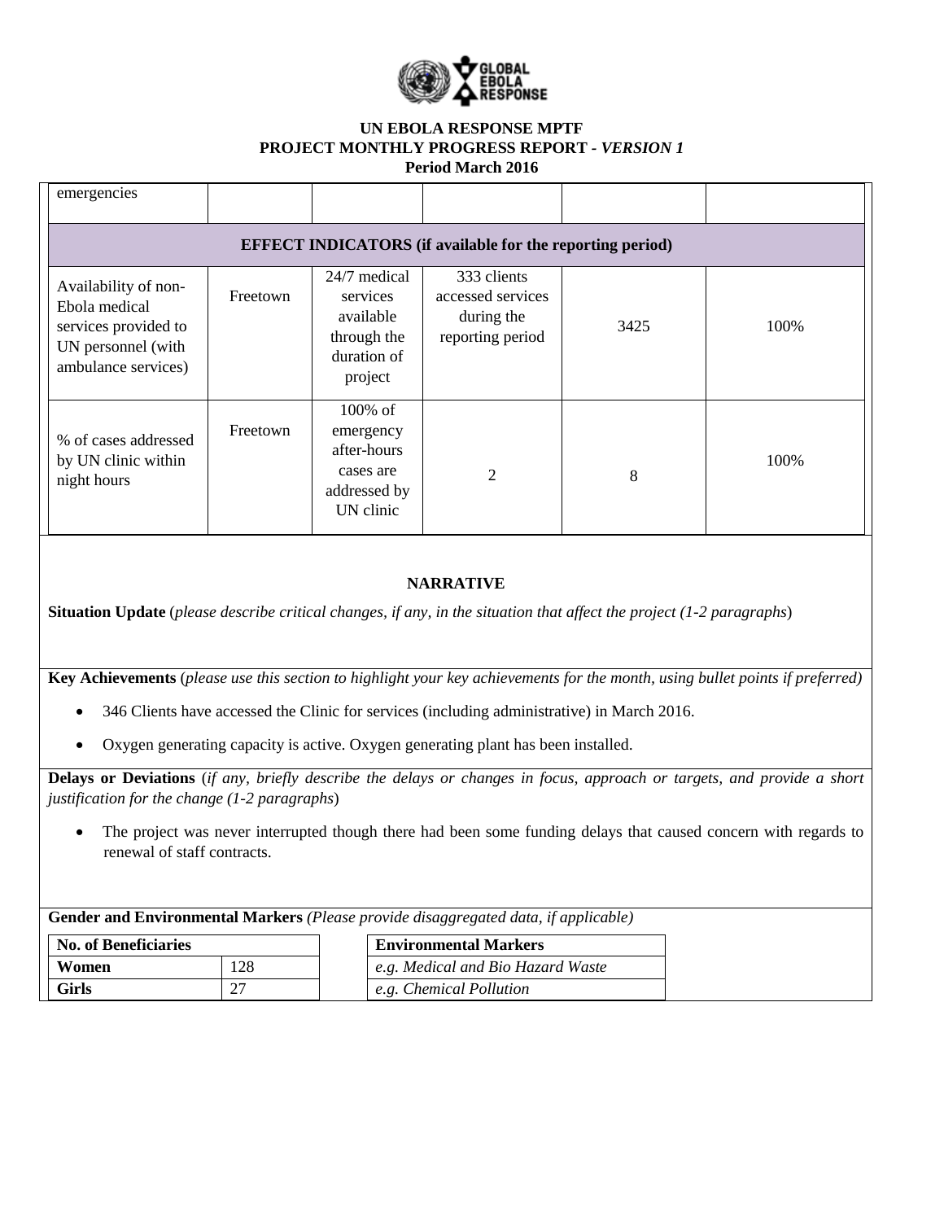| emergencies | | | | | |
|---|---|---|---|---|---|
| **EFFECT INDICATORS (if available for the reporting period)** | | | | | |
| Availability of non-Ebola medical services provided to UN personnel (with ambulance services) | Freetown | 24/7 medical services available through the duration of project | 333 clients accessed services during the reporting period | 3425 | 100% |
| % of cases addressed by UN clinic within night hours | Freetown | 100% of emergency after-hours cases are addressed by UN clinic | 2 | 8 | 100% |

## NARRATIVE

**Situation Update** (*please describe critical changes, if any, in the situation that affect the project (1-2 paragraphs*)

**Key Achievements** (*please use this section to highlight your key achievements for the month, using bullet points if preferred)*

- 346 Clients have accessed the Clinic for services (including administrative) in March 2016.
- Oxygen generating capacity is active. Oxygen generating plant has been installed.

**Delays or Deviations** (*if any, briefly describe the delays or changes in focus, approach or targets, and provide a short justification for the change (1-2 paragraphs*)

- The project was never interrupted though there had been some funding delays that caused concern with regards to renewal of staff contracts.

**Gender and Environmental Markers** *(Please provide disaggregated data, if applicable)*

| No. of Beneficiaries | |
|---|---|
| **Women** | 128 |
| **Girls** | 27 |

| Environmental Markers |
|---|
| *e.g. Medical and Bio Hazard Waste* |
| *e.g. Chemical Pollution* |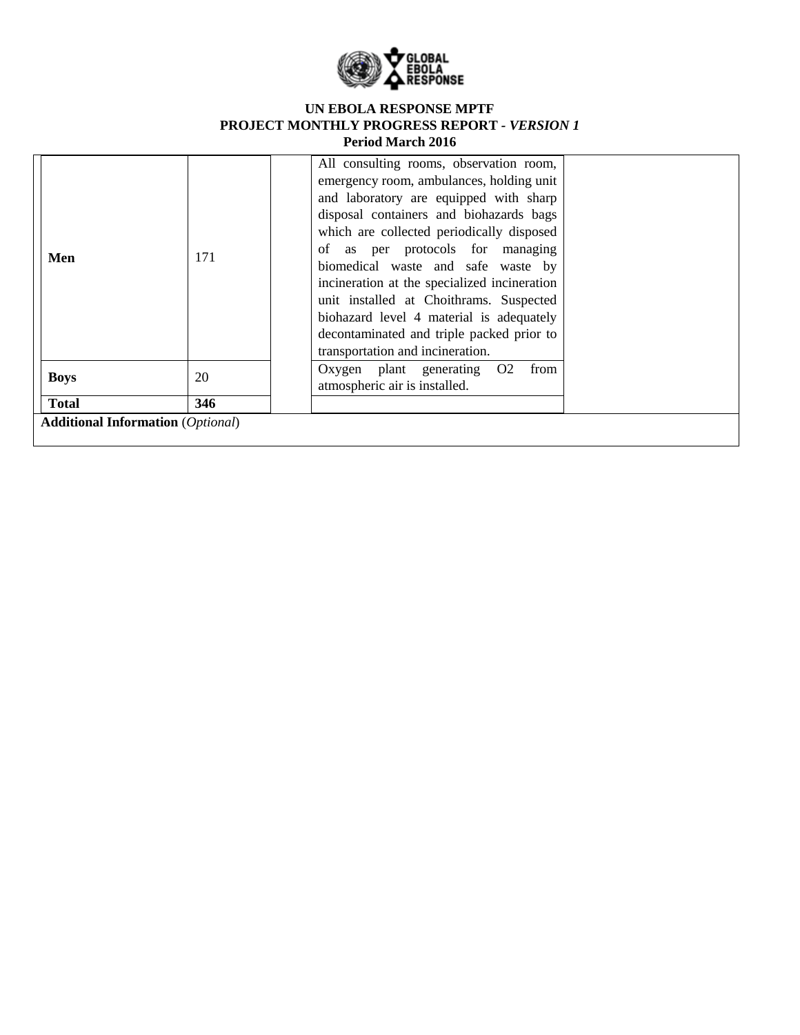**UN EBOLA RESPONSE MPTF**
**PROJECT MONTHLY PROGRESS REPORT -** ***VERSION 1***
**Period March 2016**

| | | | | |
|---|---|---|---|---|
| **Men** | 171 | | All consulting rooms, observation room, emergency room, ambulances, holding unit and laboratory are equipped with sharp disposal containers and biohazards bags which are collected periodically disposed of as per protocols for managing biomedical waste and safe waste by incineration at the specialized incineration unit installed at Choithrams. Suspected biohazard level 4 material is adequately decontaminated and triple packed prior to transportation and incineration. | |
| **Boys** | 20 | | Oxygen plant generating O2 from atmospheric air is installed. | |
| **Total** | **346** | | | |

**Additional Information** (*Optional*)